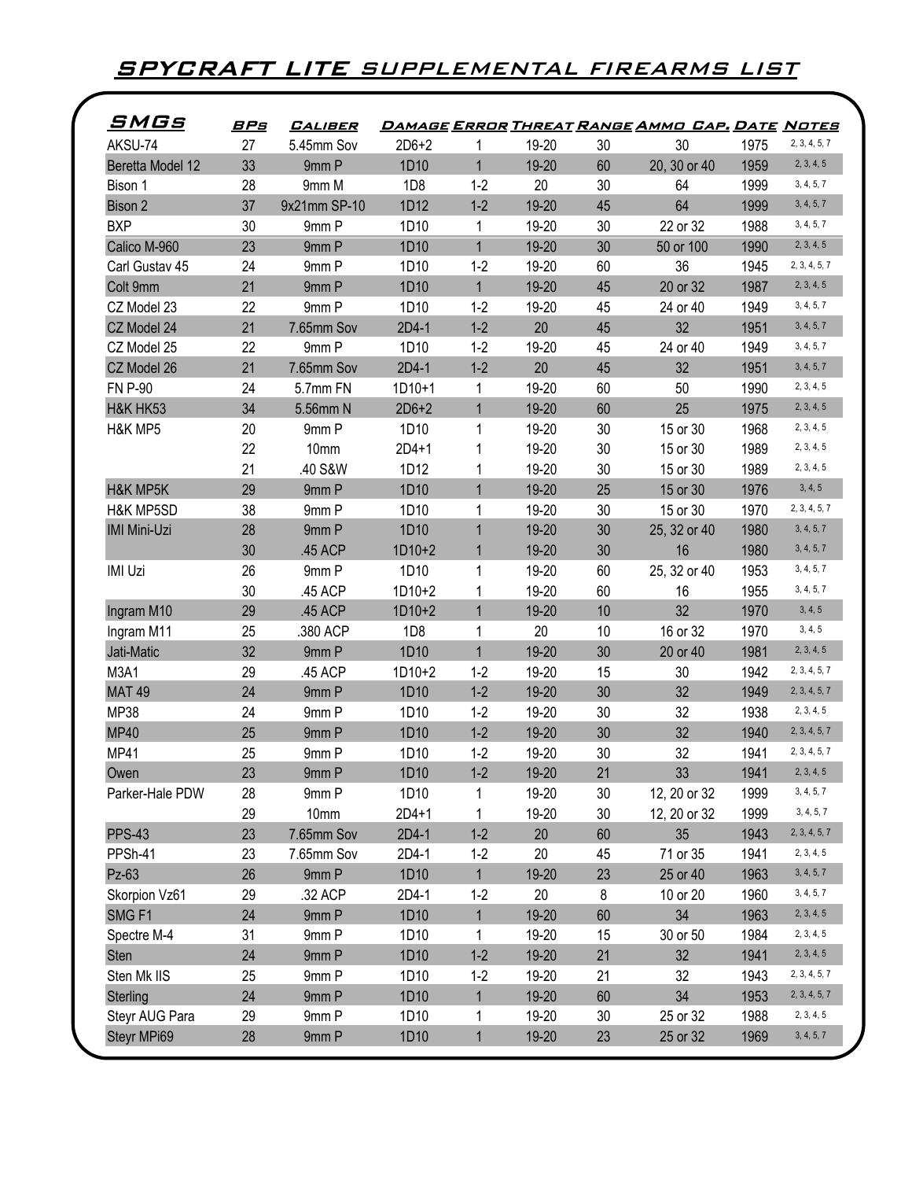# SPYCRAFT LITE SUPPLEMENTAL FIREARMS LIST

| SMGs | BPs | Caliber | Damage | Error | Threat | Range | Ammo Cap. | Date | Notes |
|---|---|---|---|---|---|---|---|---|---|
| AKSU-74 | 27 | 5.45mm Sov | 2D6+2 | 1 | 19-20 | 30 | 30 | 1975 | 2, 3, 4, 5, 7 |
| Beretta Model 12 | 33 | 9mm P | 1D10 | 1 | 19-20 | 60 | 20, 30 or 40 | 1959 | 2, 3, 4, 5 |
| Bison 1 | 28 | 9mm M | 1D8 | 1-2 | 20 | 30 | 64 | 1999 | 3, 4, 5, 7 |
| Bison 2 | 37 | 9x21mm SP-10 | 1D12 | 1-2 | 19-20 | 45 | 64 | 1999 | 3, 4, 5, 7 |
| BXP | 30 | 9mm P | 1D10 | 1 | 19-20 | 30 | 22 or 32 | 1988 | 3, 4, 5, 7 |
| Calico M-960 | 23 | 9mm P | 1D10 | 1 | 19-20 | 30 | 50 or 100 | 1990 | 2, 3, 4, 5 |
| Carl Gustav 45 | 24 | 9mm P | 1D10 | 1-2 | 19-20 | 60 | 36 | 1945 | 2, 3, 4, 5, 7 |
| Colt 9mm | 21 | 9mm P | 1D10 | 1 | 19-20 | 45 | 20 or 32 | 1987 | 2, 3, 4, 5 |
| CZ Model 23 | 22 | 9mm P | 1D10 | 1-2 | 19-20 | 45 | 24 or 40 | 1949 | 3, 4, 5, 7 |
| CZ Model 24 | 21 | 7.65mm Sov | 2D4-1 | 1-2 | 20 | 45 | 32 | 1951 | 3, 4, 5, 7 |
| CZ Model 25 | 22 | 9mm P | 1D10 | 1-2 | 19-20 | 45 | 24 or 40 | 1949 | 3, 4, 5, 7 |
| CZ Model 26 | 21 | 7.65mm Sov | 2D4-1 | 1-2 | 20 | 45 | 32 | 1951 | 3, 4, 5, 7 |
| FN P-90 | 24 | 5.7mm FN | 1D10+1 | 1 | 19-20 | 60 | 50 | 1990 | 2, 3, 4, 5 |
| H&K HK53 | 34 | 5.56mm N | 2D6+2 | 1 | 19-20 | 60 | 25 | 1975 | 2, 3, 4, 5 |
| H&K MP5 | 20 | 9mm P | 1D10 | 1 | 19-20 | 30 | 15 or 30 | 1968 | 2, 3, 4, 5 |
| | 22 | 10mm | 2D4+1 | 1 | 19-20 | 30 | 15 or 30 | 1989 | 2, 3, 4, 5 |
| | 21 | .40 S&W | 1D12 | 1 | 19-20 | 30 | 15 or 30 | 1989 | 2, 3, 4, 5 |
| H&K MP5K | 29 | 9mm P | 1D10 | 1 | 19-20 | 25 | 15 or 30 | 1976 | 3, 4, 5 |
| H&K MP5SD | 38 | 9mm P | 1D10 | 1 | 19-20 | 30 | 15 or 30 | 1970 | 2, 3, 4, 5, 7 |
| IMI Mini-Uzi | 28 | 9mm P | 1D10 | 1 | 19-20 | 30 | 25, 32 or 40 | 1980 | 3, 4, 5, 7 |
| | 30 | .45 ACP | 1D10+2 | 1 | 19-20 | 30 | 16 | 1980 | 3, 4, 5, 7 |
| IMI Uzi | 26 | 9mm P | 1D10 | 1 | 19-20 | 60 | 25, 32 or 40 | 1953 | 3, 4, 5, 7 |
| | 30 | .45 ACP | 1D10+2 | 1 | 19-20 | 60 | 16 | 1955 | 3, 4, 5, 7 |
| Ingram M10 | 29 | .45 ACP | 1D10+2 | 1 | 19-20 | 10 | 32 | 1970 | 3, 4, 5 |
| Ingram M11 | 25 | .380 ACP | 1D8 | 1 | 20 | 10 | 16 or 32 | 1970 | 3, 4, 5 |
| Jati-Matic | 32 | 9mm P | 1D10 | 1 | 19-20 | 30 | 20 or 40 | 1981 | 2, 3, 4, 5 |
| M3A1 | 29 | .45 ACP | 1D10+2 | 1-2 | 19-20 | 15 | 30 | 1942 | 2, 3, 4, 5, 7 |
| MAT 49 | 24 | 9mm P | 1D10 | 1-2 | 19-20 | 30 | 32 | 1949 | 2, 3, 4, 5, 7 |
| MP38 | 24 | 9mm P | 1D10 | 1-2 | 19-20 | 30 | 32 | 1938 | 2, 3, 4, 5 |
| MP40 | 25 | 9mm P | 1D10 | 1-2 | 19-20 | 30 | 32 | 1940 | 2, 3, 4, 5, 7 |
| MP41 | 25 | 9mm P | 1D10 | 1-2 | 19-20 | 30 | 32 | 1941 | 2, 3, 4, 5, 7 |
| Owen | 23 | 9mm P | 1D10 | 1-2 | 19-20 | 21 | 33 | 1941 | 2, 3, 4, 5 |
| Parker-Hale PDW | 28 | 9mm P | 1D10 | 1 | 19-20 | 30 | 12, 20 or 32 | 1999 | 3, 4, 5, 7 |
| | 29 | 10mm | 2D4+1 | 1 | 19-20 | 30 | 12, 20 or 32 | 1999 | 3, 4, 5, 7 |
| PPS-43 | 23 | 7.65mm Sov | 2D4-1 | 1-2 | 20 | 60 | 35 | 1943 | 2, 3, 4, 5, 7 |
| PPSh-41 | 23 | 7.65mm Sov | 2D4-1 | 1-2 | 20 | 45 | 71 or 35 | 1941 | 2, 3, 4, 5 |
| Pz-63 | 26 | 9mm P | 1D10 | 1 | 19-20 | 23 | 25 or 40 | 1963 | 3, 4, 5, 7 |
| Skorpion Vz61 | 29 | .32 ACP | 2D4-1 | 1-2 | 20 | 8 | 10 or 20 | 1960 | 3, 4, 5, 7 |
| SMG F1 | 24 | 9mm P | 1D10 | 1 | 19-20 | 60 | 34 | 1963 | 2, 3, 4, 5 |
| Spectre M-4 | 31 | 9mm P | 1D10 | 1 | 19-20 | 15 | 30 or 50 | 1984 | 2, 3, 4, 5 |
| Sten | 24 | 9mm P | 1D10 | 1-2 | 19-20 | 21 | 32 | 1941 | 2, 3, 4, 5 |
| Sten Mk IIS | 25 | 9mm P | 1D10 | 1-2 | 19-20 | 21 | 32 | 1943 | 2, 3, 4, 5, 7 |
| Sterling | 24 | 9mm P | 1D10 | 1 | 19-20 | 60 | 34 | 1953 | 2, 3, 4, 5, 7 |
| Steyr AUG Para | 29 | 9mm P | 1D10 | 1 | 19-20 | 30 | 25 or 32 | 1988 | 2, 3, 4, 5 |
| Steyr MPi69 | 28 | 9mm P | 1D10 | 1 | 19-20 | 23 | 25 or 32 | 1969 | 3, 4, 5, 7 |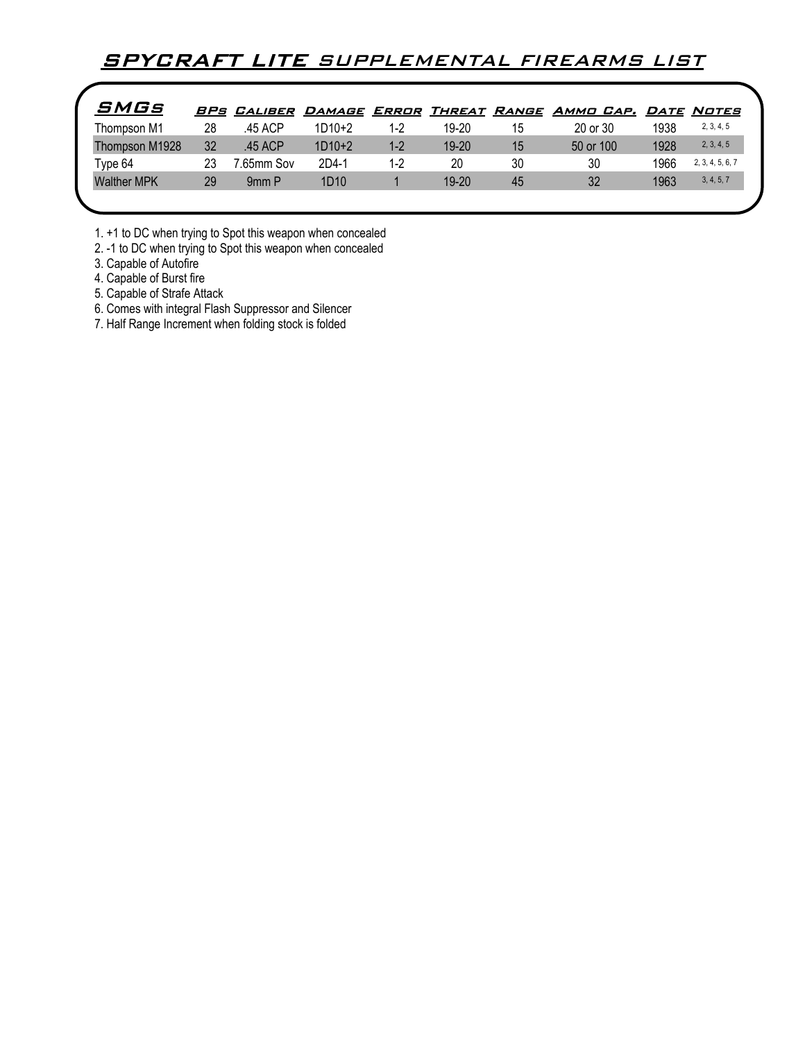# SPYCRAFT LITE SUPPLEMENTAL FIREARMS LIST

| SMGs | BPs | Caliber | Damage | Error | Threat | Range | Ammo Cap. | Date | Notes |
|---|---|---|---|---|---|---|---|---|---|
| Thompson M1 | 28 | .45 ACP | 1D10+2 | 1-2 | 19-20 | 15 | 20 or 30 | 1938 | 2, 3, 4, 5 |
| Thompson M1928 | 32 | .45 ACP | 1D10+2 | 1-2 | 19-20 | 15 | 50 or 100 | 1928 | 2, 3, 4, 5 |
| Type 64 | 23 | 7.65mm Sov | 2D4-1 | 1-2 | 20 | 30 | 30 | 1966 | 2, 3, 4, 5, 6, 7 |
| Walther MPK | 29 | 9mm P | 1D10 | 1 | 19-20 | 45 | 32 | 1963 | 3, 4, 5, 7 |

1. +1 to DC when trying to Spot this weapon when concealed
2. -1 to DC when trying to Spot this weapon when concealed
3. Capable of Autofire
4. Capable of Burst fire
5. Capable of Strafe Attack
6. Comes with integral Flash Suppressor and Silencer
7. Half Range Increment when folding stock is folded